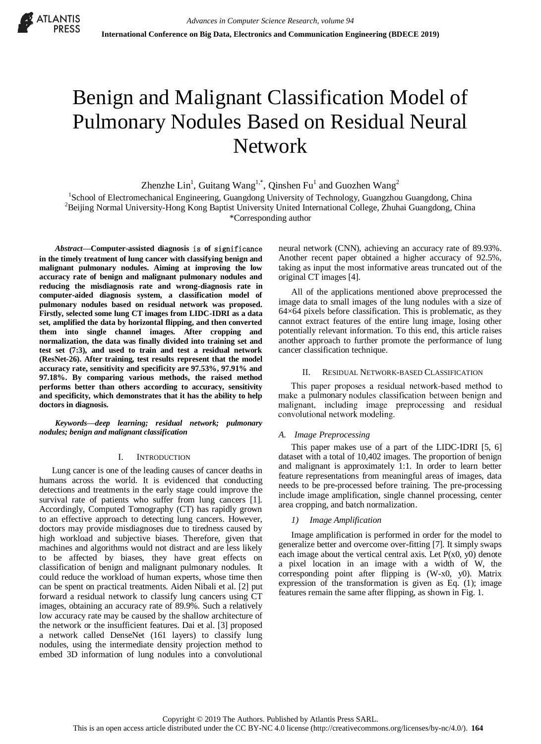# Benign and Malignant Classification Model of Pulmonary Nodules Based on Residual Neural Network

Zhenzhe Lin[1], Guitang Wang[1,*], Qinshen Fu[1] and Guozhen Wang[2]

[1]School of Electromechanical Engineering, Guangdong University of Technology, Guangzhou Guangdong, China
[2]Beijing Normal University-Hong Kong Baptist University United International College, Zhuhai Guangdong, China
*Corresponding author

***Abstract*—Computer-assisted diagnosis is of significance in the timely treatment of lung cancer with classifying benign and malignant pulmonary nodules. Aiming at improving the low accuracy rate of benign and malignant pulmonary nodules and reducing the misdiagnosis rate and wrong-diagnosis rate in computer-aided diagnosis system, a classification model of pulmonary nodules based on residual network was proposed. Firstly, selected some lung CT images from LIDC-IDRI as a data set, amplified the data by horizontal flipping, and then converted them into single channel images. After cropping and normalization, the data was finally divided into training set and test set (7:3), and used to train and test a residual network (ResNet-26). After training, test results represent that the model accuracy rate, sensitivity and specificity are 97.53%, 97.91% and 97.18%. By comparing various methods, the raised method performs better than others according to accuracy, sensitivity and specificity, which demonstrates that it has the ability to help doctors in diagnosis.**

***Keywords—deep learning; residual network; pulmonary nodules; benign and malignant classification***

## I. Introduction

Lung cancer is one of the leading causes of cancer deaths in humans across the world. It is evidenced that conducting detections and treatments in the early stage could improve the survival rate of patients who suffer from lung cancers [1]. Accordingly, Computed Tomography (CT) has rapidly grown to an effective approach to detecting lung cancers. However, doctors may provide misdiagnoses due to tiredness caused by high workload and subjective biases. Therefore, given that machines and algorithms would not distract and are less likely to be affected by biases, they have great effects on classification of benign and malignant pulmonary nodules. It could reduce the workload of human experts, whose time then can be spent on practical treatments. Aiden Nibali et al. [2] put forward a residual network to classify lung cancers using CT images, obtaining an accuracy rate of 89.9%. Such a relatively low accuracy rate may be caused by the shallow architecture of the network or the insufficient features. Dai et al. [3] proposed a network called DenseNet (161 layers) to classify lung nodules, using the intermediate density projection method to embed 3D information of lung nodules into a convolutional neural network (CNN), achieving an accuracy rate of 89.93%. Another recent paper obtained a higher accuracy of 92.5%, taking as input the most informative areas truncated out of the original CT images [4].

All of the applications mentioned above preprocessed the image data to small images of the lung nodules with a size of 64×64 pixels before classification. This is problematic, as they cannot extract features of the entire lung image, losing other potentially relevant information. To this end, this article raises another approach to further promote the performance of lung cancer classification technique.

## II. Residual Network-based Classification

This paper proposes a residual network-based method to make a pulmonary nodules classification between benign and malignant, including image preprocessing and residual convolutional network modeling.

### *A. Image Preprocessing*

This paper makes use of a part of the LIDC-IDRI [5, 6] dataset with a total of 10,402 images. The proportion of benign and malignant is approximately 1:1. In order to learn better feature representations from meaningful areas of images, data needs to be pre-processed before training. The pre-processing include image amplification, single channel processing, center area cropping, and batch normalization.

#### *1) Image Amplification*

Image amplification is performed in order for the model to generalize better and overcome over-fitting [7]. It simply swaps each image about the vertical central axis. Let P(x0, y0) denote a pixel location in an image with a width of W, the corresponding point after flipping is (W-x0, y0). Matrix expression of the transformation is given as Eq. (1); image features remain the same after flipping, as shown in Fig. 1.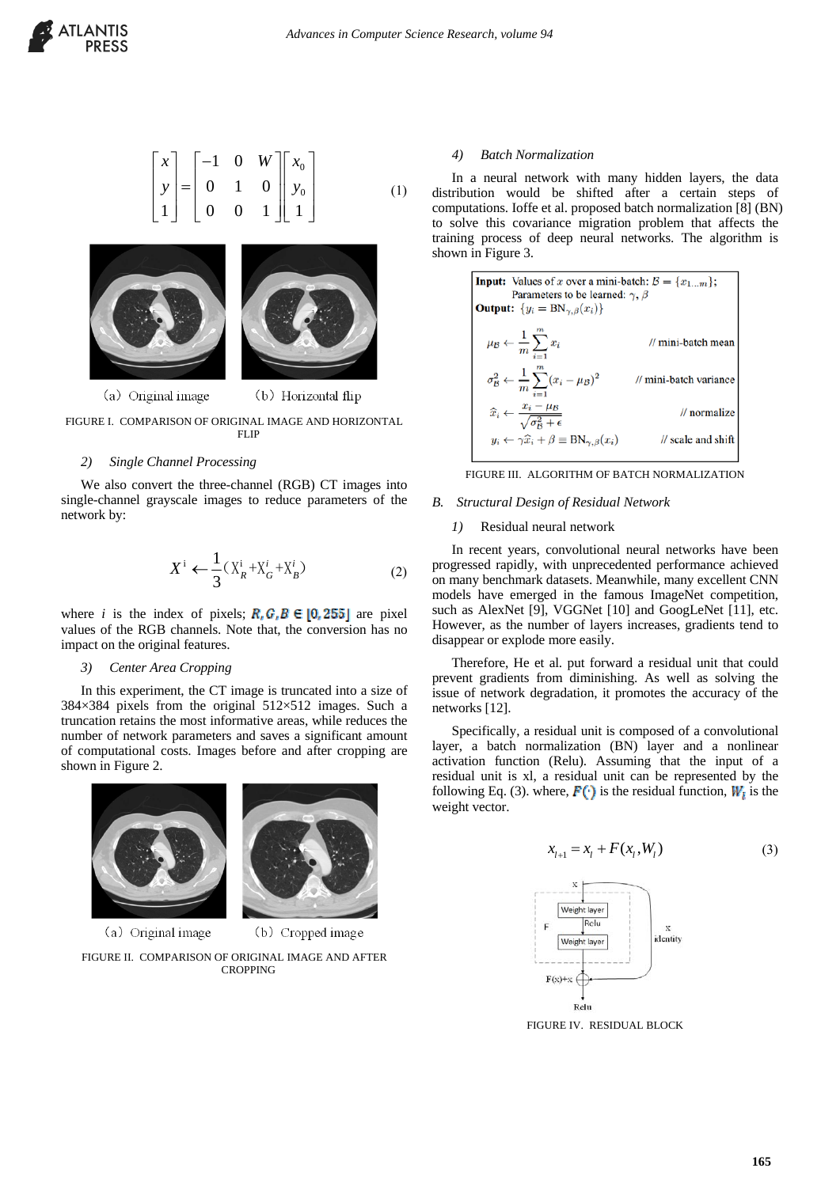$$\begin{bmatrix} x \\ y \\ 1 \end{bmatrix} = \begin{bmatrix} -1 & 0 & W \\ 0 & 1 & 0 \\ 0 & 0 & 1 \end{bmatrix} \begin{bmatrix} x_0 \\ y_0 \\ 1 \end{bmatrix} \quad (1)$$

(a) Original image (b) Horizontal flip

FIGURE I. COMPARISON OF ORIGINAL IMAGE AND HORIZONTAL FLIP

#### 2) *Single Channel Processing*

We also convert the three-channel (RGB) CT images into single-channel grayscale images to reduce parameters of the network by:

$$X^i \leftarrow \frac{1}{3}(X_R^i + X_G^i + X_B^i) \quad (2)$$

where $i$ is the index of pixels; $R, G, B \in [0, 255]$ are pixel values of the RGB channels. Note that, the conversion has no impact on the original features.

#### 3) *Center Area Cropping*

In this experiment, the CT image is truncated into a size of 384×384 pixels from the original 512×512 images. Such a truncation retains the most informative areas, while reduces the number of network parameters and saves a significant amount of computational costs. Images before and after cropping are shown in Figure 2.

(a) Original image (b) Cropped image

FIGURE II. COMPARISON OF ORIGINAL IMAGE AND AFTER CROPPING

#### 4) *Batch Normalization*

In a neural network with many hidden layers, the data distribution would be shifted after a certain steps of computations. Ioffe et al. proposed batch normalization [8] (BN) to solve this covariance migration problem that affects the training process of deep neural networks. The algorithm is shown in Figure 3.

**Input:** Values of $x$ over a mini-batch: $\mathcal{B} = \{x_{1...m}\}$;
Parameters to be learned: $\gamma, \beta$
**Output:** $\{y_i = \text{BN}_{\gamma,\beta}(x_i)\}$

$$\mu_{\mathcal{B}} \leftarrow \frac{1}{m}\sum_{i=1}^{m} x_i \qquad \text{// mini-batch mean}$$

$$\sigma_{\mathcal{B}}^2 \leftarrow \frac{1}{m}\sum_{i=1}^{m}(x_i - \mu_{\mathcal{B}})^2 \qquad \text{// mini-batch variance}$$

$$\widehat{x}_i \leftarrow \frac{x_i - \mu_{\mathcal{B}}}{\sqrt{\sigma_{\mathcal{B}}^2 + \epsilon}} \qquad \text{// normalize}$$

$$y_i \leftarrow \gamma\widehat{x}_i + \beta \equiv \text{BN}_{\gamma,\beta}(x_i) \qquad \text{// scale and shift}$$

FIGURE III. ALGORITHM OF BATCH NORMALIZATION

### B. *Structural Design of Residual Network*

#### 1) Residual neural network

In recent years, convolutional neural networks have been progressed rapidly, with unprecedented performance achieved on many benchmark datasets. Meanwhile, many excellent CNN models have emerged in the famous ImageNet competition, such as AlexNet [9], VGGNet [10] and GoogLeNet [11], etc. However, as the number of layers increases, gradients tend to disappear or explode more easily.

Therefore, He et al. put forward a residual unit that could prevent gradients from diminishing. As well as solving the issue of network degradation, it promotes the accuracy of the networks [12].

Specifically, a residual unit is composed of a convolutional layer, a batch normalization (BN) layer and a nonlinear activation function (Relu). Assuming that the input of a residual unit is xl, a residual unit can be represented by the following Eq. (3). where, $F(\cdot)$ is the residual function, $W_l$ is the weight vector.

$$x_{l+1} = x_l + F(x_l, W_l) \quad (3)$$

FIGURE IV. RESIDUAL BLOCK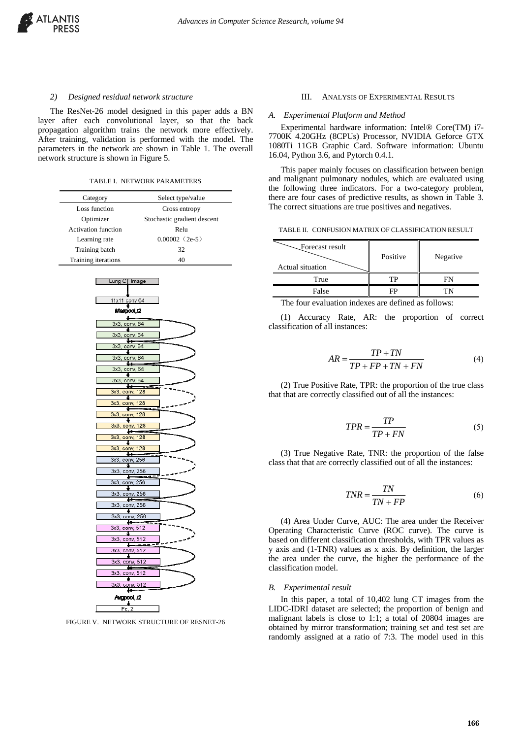#### 2) *Designed residual network structure*

The ResNet-26 model designed in this paper adds a BN layer after each convolutional layer, so that the back propagation algorithm trains the network more effectively. After training, validation is performed with the model. The parameters in the network are shown in Table 1. The overall network structure is shown in Figure 5.

TABLE I. NETWORK PARAMETERS

| Category | Select type/value |
|---|---|
| Loss function | Cross entropy |
| Optimizer | Stochastic gradient descent |
| Activation function | Relu |
| Learning rate | 0.00002（2e-5） |
| Training batch | 32 |
| Training iterations | 40 |

FIGURE V. NETWORK STRUCTURE OF RESNET-26

## III. ANALYSIS OF EXPERIMENTAL RESULTS

### A. *Experimental Platform and Method*

Experimental hardware information: Intel® Core(TM) i7-7700K 4.20GHz (8CPUs) Processor, NVIDIA Geforce GTX 1080Ti 11GB Graphic Card. Software information: Ubuntu 16.04, Python 3.6, and Pytorch 0.4.1.

This paper mainly focuses on classification between benign and malignant pulmonary nodules, which are evaluated using the following three indicators. For a two-category problem, there are four cases of predictive results, as shown in Table 3. The correct situations are true positives and negatives.

TABLE II. CONFUSION MATRIX OF CLASSIFICATION RESULT

| Forecast result / Actual situation | Positive | Negative |
|---|---|---|
| True | TP | FN |
| False | FP | TN |

The four evaluation indexes are defined as follows:

(1) Accuracy Rate, AR: the proportion of correct classification of all instances:

$$AR = \frac{TP + TN}{TP + FP + TN + FN} \tag{4}$$

(2) True Positive Rate, TPR: the proportion of the true class that that are correctly classified out of all the instances:

$$TPR = \frac{TP}{TP + FN} \tag{5}$$

(3) True Negative Rate, TNR: the proportion of the false class that that are correctly classified out of all the instances:

$$TNR = \frac{TN}{TN + FP} \tag{6}$$

(4) Area Under Curve, AUC: The area under the Receiver Operating Characteristic Curve (ROC curve). The curve is based on different classification thresholds, with TPR values as y axis and (1-TNR) values as x axis. By definition, the larger the area under the curve, the higher the performance of the classification model.

### B. *Experimental result*

In this paper, a total of 10,402 lung CT images from the LIDC-IDRI dataset are selected; the proportion of benign and malignant labels is close to 1:1; a total of 20804 images are obtained by mirror transformation; training set and test set are randomly assigned at a ratio of 7:3. The model used in this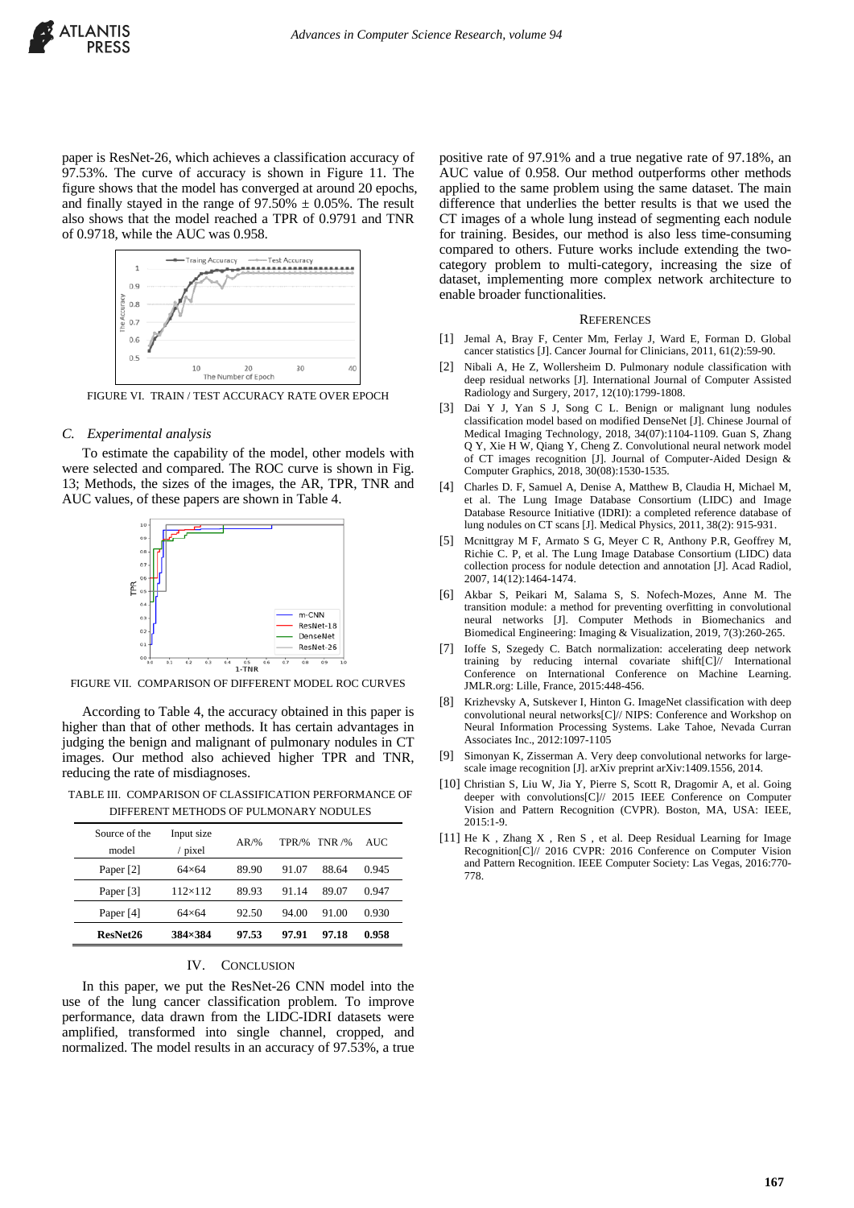paper is ResNet-26, which achieves a classification accuracy of 97.53%. The curve of accuracy is shown in Figure 11. The figure shows that the model has converged at around 20 epochs, and finally stayed in the range of 97.50% ± 0.05%. The result also shows that the model reached a TPR of 0.9791 and TNR of 0.9718, while the AUC was 0.958.

Traing Accuracy
Test Accuracy
The Accuracy
1
0.9
0.8
0.7
0.6
0.5
10
20
30
40
The Number of Epoch

FIGURE VI. TRAIN / TEST ACCURACY RATE OVER EPOCH

### C. Experimental analysis

To estimate the capability of the model, other models with were selected and compared. The ROC curve is shown in Fig. 13; Methods, the sizes of the images, the AR, TPR, TNR and AUC values, of these papers are shown in Table 4.

TPR
1-TNR
m-CNN
ResNet-18
DenseNet
ResNet-26

FIGURE VII. COMPARISON OF DIFFERENT MODEL ROC CURVES

According to Table 4, the accuracy obtained in this paper is higher than that of other methods. It has certain advantages in judging the benign and malignant of pulmonary nodules in CT images. Our method also achieved higher TPR and TNR, reducing the rate of misdiagnoses.

TABLE III. COMPARISON OF CLASSIFICATION PERFORMANCE OF DIFFERENT METHODS OF PULMONARY NODULES

| Source of the model | Input size / pixel | AR/% | TPR/% | TNR /% | AUC |
|---|---|---|---|---|---|
| Paper [2] | 64×64 | 89.90 | 91.07 | 88.64 | 0.945 |
| Paper [3] | 112×112 | 89.93 | 91.14 | 89.07 | 0.947 |
| Paper [4] | 64×64 | 92.50 | 94.00 | 91.00 | 0.930 |
| **ResNet26** | **384×384** | **97.53** | **97.91** | **97.18** | **0.958** |

## IV. CONCLUSION

In this paper, we put the ResNet-26 CNN model into the use of the lung cancer classification problem. To improve performance, data drawn from the LIDC-IDRI datasets were amplified, transformed into single channel, cropped, and normalized. The model results in an accuracy of 97.53%, a true positive rate of 97.91% and a true negative rate of 97.18%, an AUC value of 0.958. Our method outperforms other methods applied to the same problem using the same dataset. The main difference that underlies the better results is that we used the CT images of a whole lung instead of segmenting each nodule for training. Besides, our method is also less time-consuming compared to others. Future works include extending the two-category problem to multi-category, increasing the size of dataset, implementing more complex network architecture to enable broader functionalities.

## REFERENCES

[1] Jemal A, Bray F, Center Mm, Ferlay J, Ward E, Forman D. Global cancer statistics [J]. Cancer Journal for Clinicians, 2011, 61(2):59-90.

[2] Nibali A, He Z, Wollersheim D. Pulmonary nodule classification with deep residual networks [J]. International Journal of Computer Assisted Radiology and Surgery, 2017, 12(10):1799-1808.

[3] Dai Y J, Yan S J, Song C L. Benign or malignant lung nodules classification model based on modified DenseNet [J]. Chinese Journal of Medical Imaging Technology, 2018, 34(07):1104-1109. Guan S, Zhang Q Y, Xie H W, Qiang Y, Cheng Z. Convolutional neural network model of CT images recognition [J]. Journal of Computer-Aided Design & Computer Graphics, 2018, 30(08):1530-1535.

[4] Charles D. F, Samuel A, Denise A, Matthew B, Claudia H, Michael M, et al. The Lung Image Database Consortium (LIDC) and Image Database Resource Initiative (IDRI): a completed reference database of lung nodules on CT scans [J]. Medical Physics, 2011, 38(2): 915-931.

[5] Mcnittgray M F, Armato S G, Meyer C R, Anthony P.R, Geoffrey M, Richie C. P, et al. The Lung Image Database Consortium (LIDC) data collection process for nodule detection and annotation [J]. Acad Radiol, 2007, 14(12):1464-1474.

[6] Akbar S, Peikari M, Salama S, S. Nofech-Mozes, Anne M. The transition module: a method for preventing overfitting in convolutional neural networks [J]. Computer Methods in Biomechanics and Biomedical Engineering: Imaging & Visualization, 2019, 7(3):260-265.

[7] Ioffe S, Szegedy C. Batch normalization: accelerating deep network training by reducing internal covariate shift[C]// International Conference on International Conference on Machine Learning. JMLR.org: Lille, France, 2015:448-456.

[8] Krizhevsky A, Sutskever I, Hinton G. ImageNet classification with deep convolutional neural networks[C]// NIPS: Conference and Workshop on Neural Information Processing Systems. Lake Tahoe, Nevada Curran Associates Inc., 2012:1097-1105

[9] Simonyan K, Zisserman A. Very deep convolutional networks for large-scale image recognition [J]. arXiv preprint arXiv:1409.1556, 2014.

[10] Christian S, Liu W, Jia Y, Pierre S, Scott R, Dragomir A, et al. Going deeper with convolutions[C]// 2015 IEEE Conference on Computer Vision and Pattern Recognition (CVPR). Boston, MA, USA: IEEE, 2015:1-9.

[11] He K , Zhang X , Ren S , et al. Deep Residual Learning for Image Recognition[C]// 2016 CVPR: 2016 Conference on Computer Vision and Pattern Recognition. IEEE Computer Society: Las Vegas, 2016:770-778.